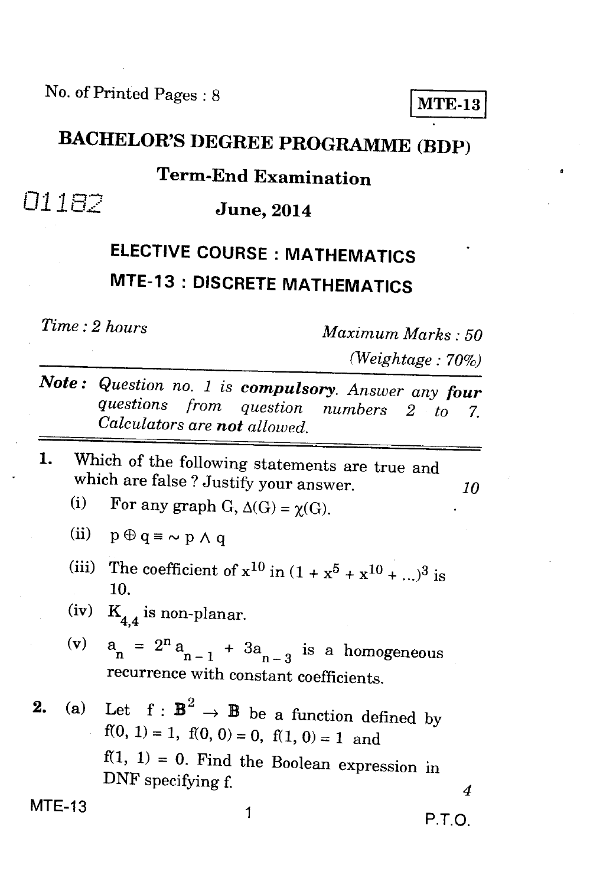No. of Printed Pages : 8

**MTE-13**

# BACHELOR'S DEGREE PROGRAMME (BDP)

## Term-End Examination

01182

## June, 2014

## ELECTIVE COURSE : MATHEMATICS

## MTE-13 : DISCRETE MATHEMATICS

*Time : 2 hours* *Maximum Marks : 50*

*(Weightage : 70%)*

***Note :*** *Question no. 1 is* ***compulsory****. Answer any* ***four*** *questions from question numbers 2 to 7. Calculators are* ***not*** *allowed.*

1. Which of the following statements are true and which are false ? Justify your answer. *10*

   (i) For any graph G, $\Delta(G) = \chi(G)$.

   (ii) $p \oplus q \equiv \sim p \wedge q$

   (iii) The coefficient of $x^{10}$ in $(1 + x^5 + x^{10} + \ldots)^3$ is 10.

   (iv) $K_{4,4}$ is non-planar.

   (v) $a_n = 2^n a_{n-1} + 3a_{n-3}$ is a homogeneous recurrence with constant coefficients.

2. (a) Let $f : \mathbb{B}^2 \rightarrow \mathbb{B}$ be a function defined by $f(0, 1) = 1$, $f(0, 0) = 0$, $f(1, 0) = 1$ and $f(1, 1) = 0$. Find the Boolean expression in DNF specifying f. *4*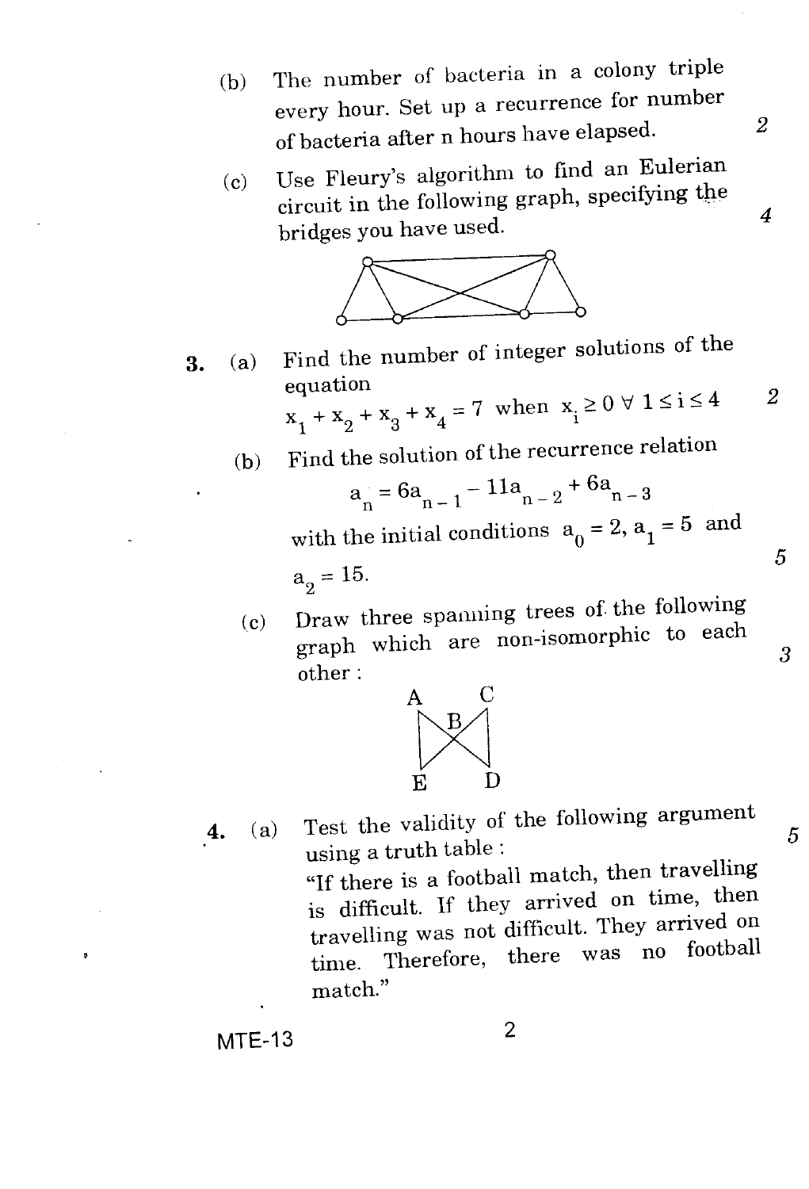(b) The number of bacteria in a colony triple every hour. Set up a recurrence for number of bacteria after n hours have elapsed. 2

(c) Use Fleury's algorithm to find an Eulerian circuit in the following graph, specifying the bridges you have used. 4

**3.** (a) Find the number of integer solutions of the equation

$x_1 + x_2 + x_3 + x_4 = 7$ when $x_i \geq 0 \; \forall \; 1 \leq i \leq 4$ 2

(b) Find the solution of the recurrence relation

$$a_n = 6a_{n-1} - 11a_{n-2} + 6a_{n-3}$$

with the initial conditions $a_0 = 2$, $a_1 = 5$ and $a_2 = 15$. 5

(c) Draw three spanning trees of the following graph which are non-isomorphic to each other : 3

**4.** (a) Test the validity of the following argument using a truth table : 5

"If there is a football match, then travelling is difficult. If they arrived on time, then travelling was not difficult. They arrived on time. Therefore, there was no football match."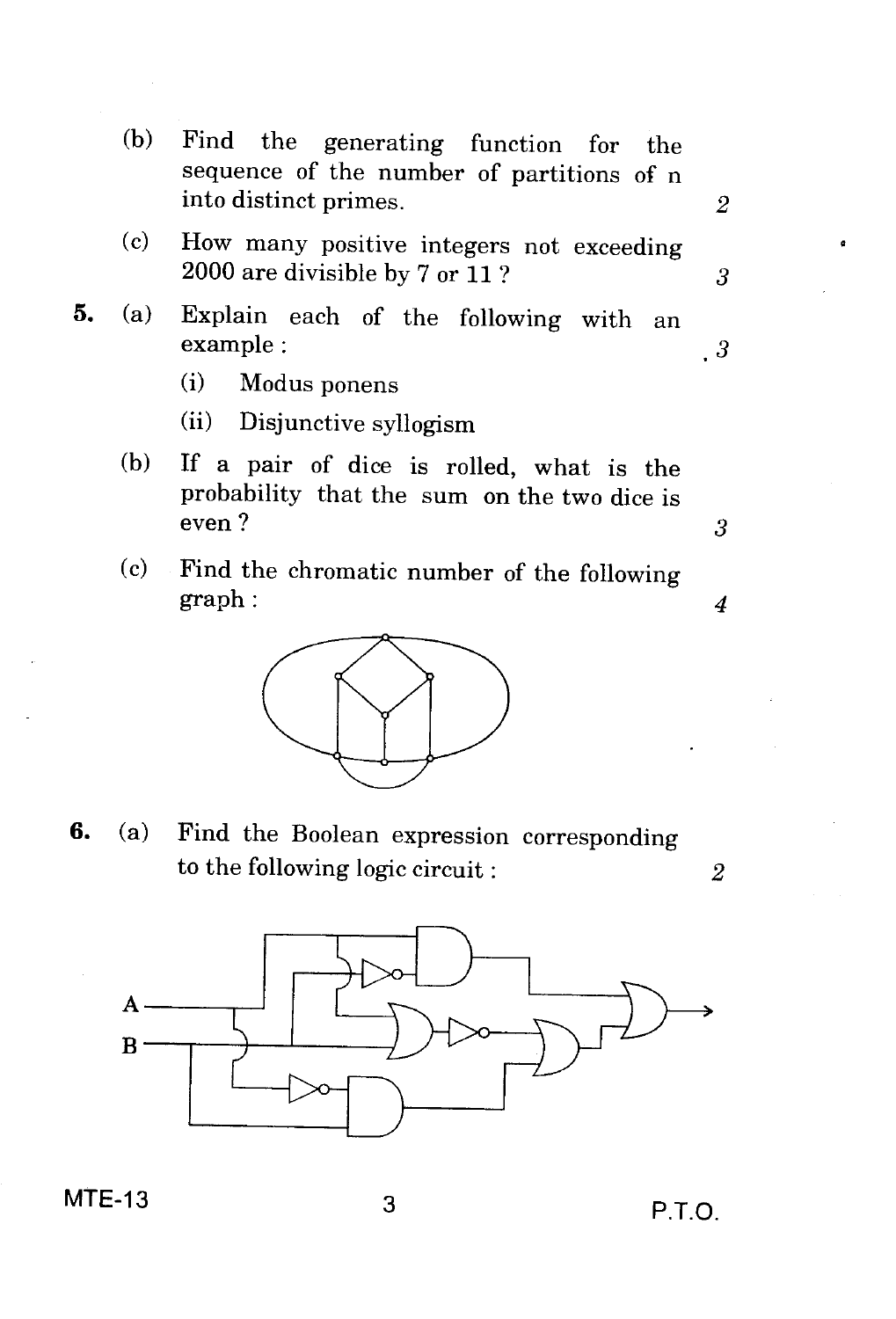(b) Find the generating function for the sequence of the number of partitions of n into distinct primes. 2

(c) How many positive integers not exceeding 2000 are divisible by 7 or 11 ? 3

**5.** (a) Explain each of the following with an example : 3

(i) Modus ponens

(ii) Disjunctive syllogism

(b) If a pair of dice is rolled, what is the probability that the sum on the two dice is even ? 3

(c) Find the chromatic number of the following graph : 4

**6.** (a) Find the Boolean expression corresponding to the following logic circuit : 2

MTE-13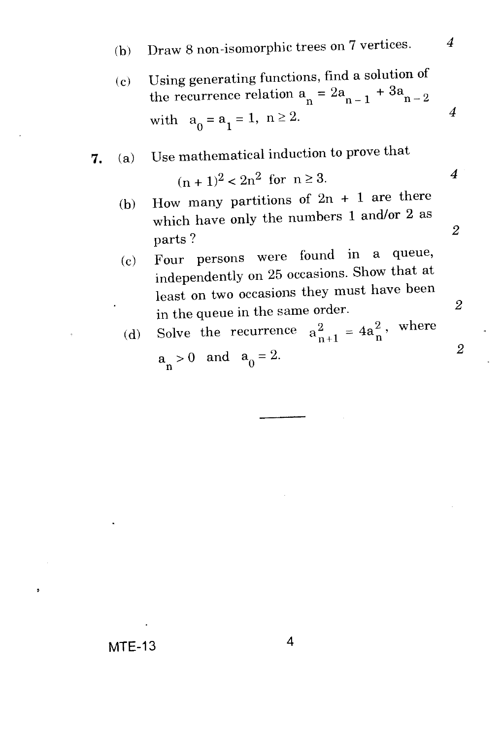(b) Draw 8 non-isomorphic trees on 7 vertices. 4

(c) Using generating functions, find a solution of the recurrence relation $a_n = 2a_{n-1} + 3a_{n-2}$ with $a_0 = a_1 = 1$, $n \geq 2$. 4

**7.** (a) Use mathematical induction to prove that

$$(n + 1)^2 < 2n^2 \text{ for } n \geq 3.$$

4

(b) How many partitions of $2n + 1$ are there which have only the numbers 1 and/or 2 as parts ? 2

(c) Four persons were found in a queue, independently on 25 occasions. Show that at least on two occasions they must have been in the queue in the same order. 2

(d) Solve the recurrence $a_{n+1}^2 = 4a_n^2$, where $a_n > 0$ and $a_0 = 2$. 2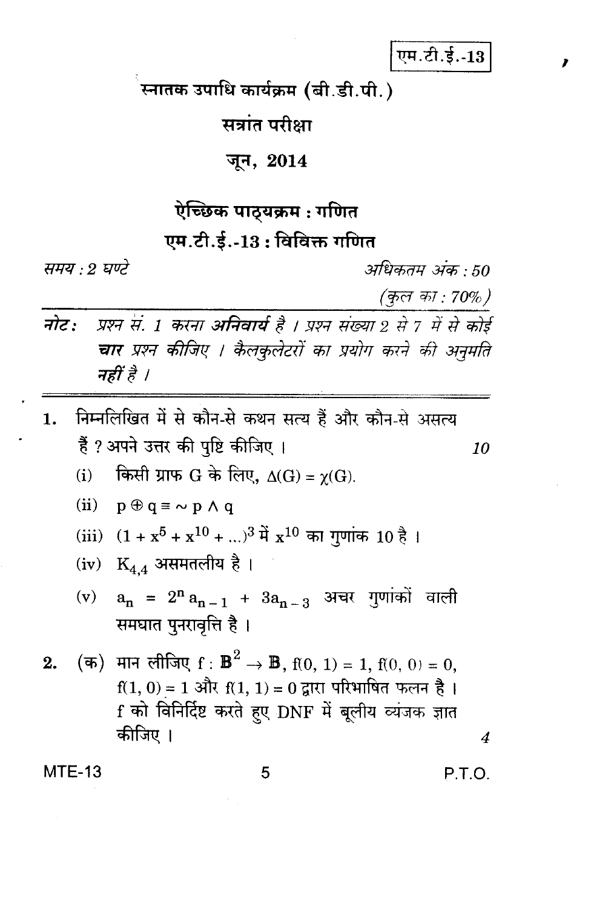एम.टी.ई.-13

# स्नातक उपाधि कार्यक्रम (बी.डी.पी.)

## सत्रांत परीक्षा

## जून, 2014

### ऐच्छिक पाठ्यक्रम : गणित

### एम.टी.ई.-13 : विविक्त गणित

*समय : 2 घण्टे* *अधिकतम अंक : 50*

*(कुल का : 70%)*

**नोट:** *प्रश्न सं. 1 करना* ***अनिवार्य*** *है । प्रश्न संख्या 2 से 7 में से कोई* ***चार*** *प्रश्न कीजिए । कैलकुलेटरों का प्रयोग करने की अनुमति* ***नहीं*** *है ।*

---

1. निम्नलिखित में से कौन-से कथन सत्य हैं और कौन-से असत्य हैं ? अपने उत्तर की पुष्टि कीजिए । *10*

   (i) किसी ग्राफ G के लिए, $\Delta(G) = \chi(G)$.

   (ii) $p \oplus q \equiv \sim p \wedge q$

   (iii) $(1 + x^5 + x^{10} + ...)^3$ में $x^{10}$ का गुणांक 10 है ।

   (iv) $K_{4,4}$ असमतलीय है ।

   (v) $a_n = 2^n a_{n-1} + 3a_{n-3}$ अचर गुणांकों वाली समघात पुनरावृत्ति है ।

2. (क) मान लीजिए $f : \mathbb{B}^2 \to \mathbb{B}$, $f(0, 1) = 1$, $f(0, 0) = 0$, $f(1, 0) = 1$ और $f(1, 1) = 0$ द्वारा परिभाषित फलन है । f को विनिर्दिष्ट करते हुए DNF में बूलीय व्यंजक ज्ञात कीजिए । *4*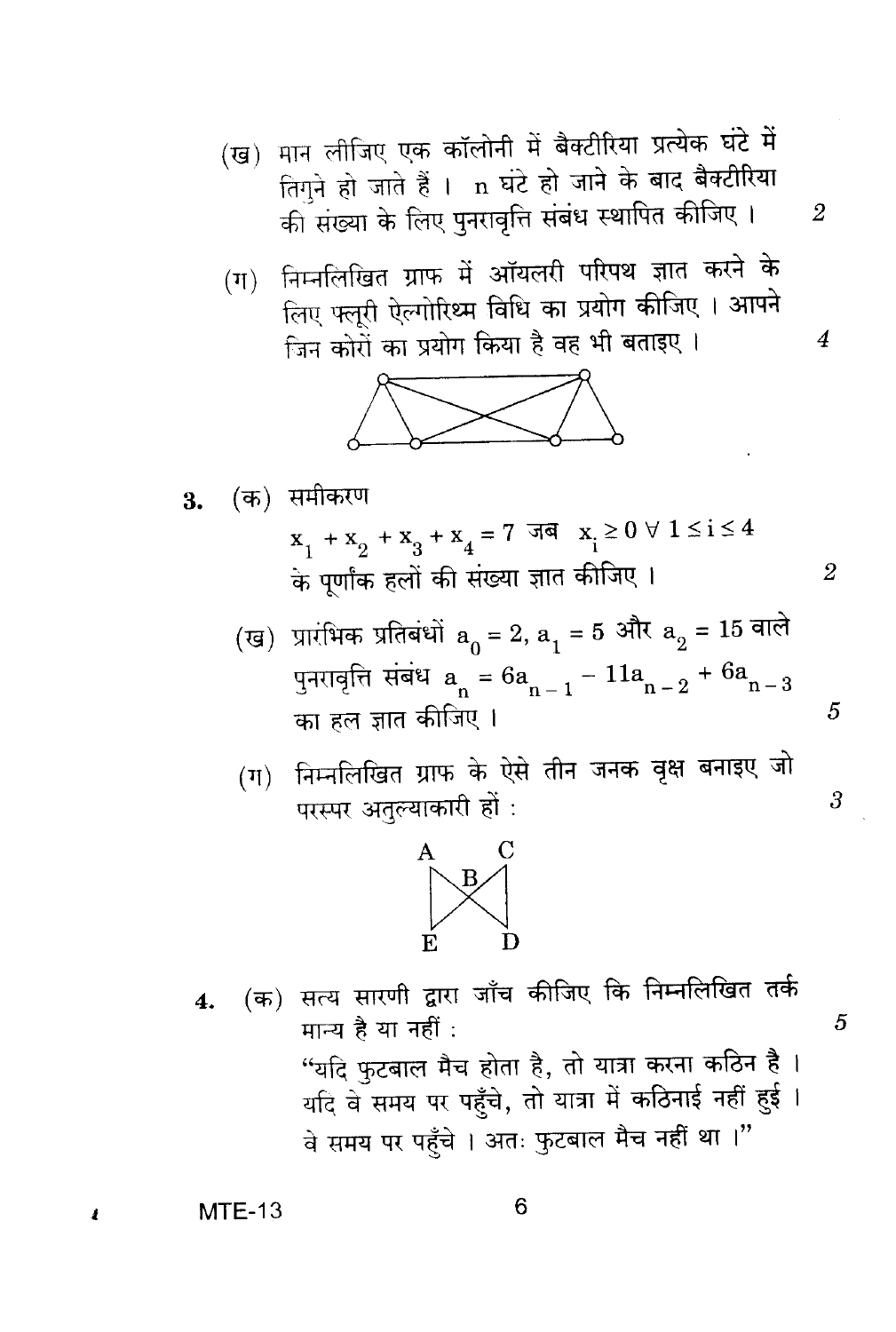(ख) मान लीजिए एक कॉलोनी में बैक्टीरिया प्रत्येक घंटे में तिगुने हो जाते हैं । n घंटे हो जाने के बाद बैक्टीरिया की संख्या के लिए पुनरावृत्ति संबंध स्थापित कीजिए । 2

(ग) निम्नलिखित ग्राफ में ऑयलरी परिपथ ज्ञात करने के लिए फ्लूरी ऐल्गोरिथ्म विधि का प्रयोग कीजिए । आपने जिन कोरों का प्रयोग किया है वह भी बताइए । 4

3. (क) समीकरण

$x_1 + x_2 + x_3 + x_4 = 7$ जब $x_i \geq 0 \ \forall \ 1 \leq i \leq 4$

के पूर्णांक हलों की संख्या ज्ञात कीजिए । 2

(ख) प्रारंभिक प्रतिबंधों $a_0 = 2, a_1 = 5$ और $a_2 = 15$ वाले पुनरावृत्ति संबंध $a_n = 6a_{n-1} - 11a_{n-2} + 6a_{n-3}$ का हल ज्ञात कीजिए । 5

(ग) निम्नलिखित ग्राफ के ऐसे तीन जनक वृक्ष बनाइए जो परस्पर अतुल्याकारी हों : 3

4. (क) सत्य सारणी द्वारा जाँच कीजिए कि निम्नलिखित तर्क मान्य है या नहीं : 5

"यदि फुटबाल मैच होता है, तो यात्रा करना कठिन है । यदि वे समय पर पहुँचे, तो यात्रा में कठिनाई नहीं हुई । वे समय पर पहुँचे । अतः फुटबाल मैच नहीं था ।"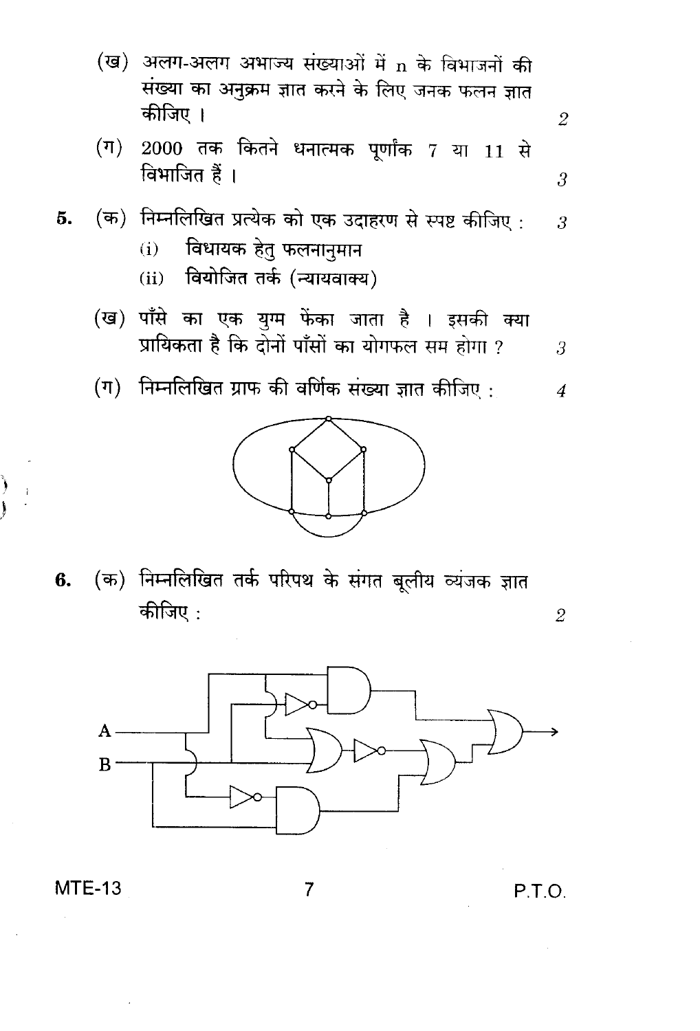(ख) अलग-अलग अभाज्य संख्याओं में n के विभाजनों की संख्या का अनुक्रम ज्ञात करने के लिए जनक फलन ज्ञात कीजिए । 2

(ग) 2000 तक कितने धनात्मक पूर्णांक 7 या 11 से विभाजित हैं । 3

**5.** (क) निम्नलिखित प्रत्येक को एक उदाहरण से स्पष्ट कीजिए : 3

(i) विधायक हेतु फलनानुमान

(ii) वियोजित तर्क (न्यायवाक्य)

(ख) पाँसे का एक युग्म फेंका जाता है । इसकी क्या प्रायिकता है कि दोनों पाँसों का योगफल सम होगा ? 3

(ग) निम्नलिखित ग्राफ की वर्णिक संख्या ज्ञात कीजिए : 4

**6.** (क) निम्नलिखित तर्क परिपथ के संगत बूलीय व्यंजक ज्ञात कीजिए : 2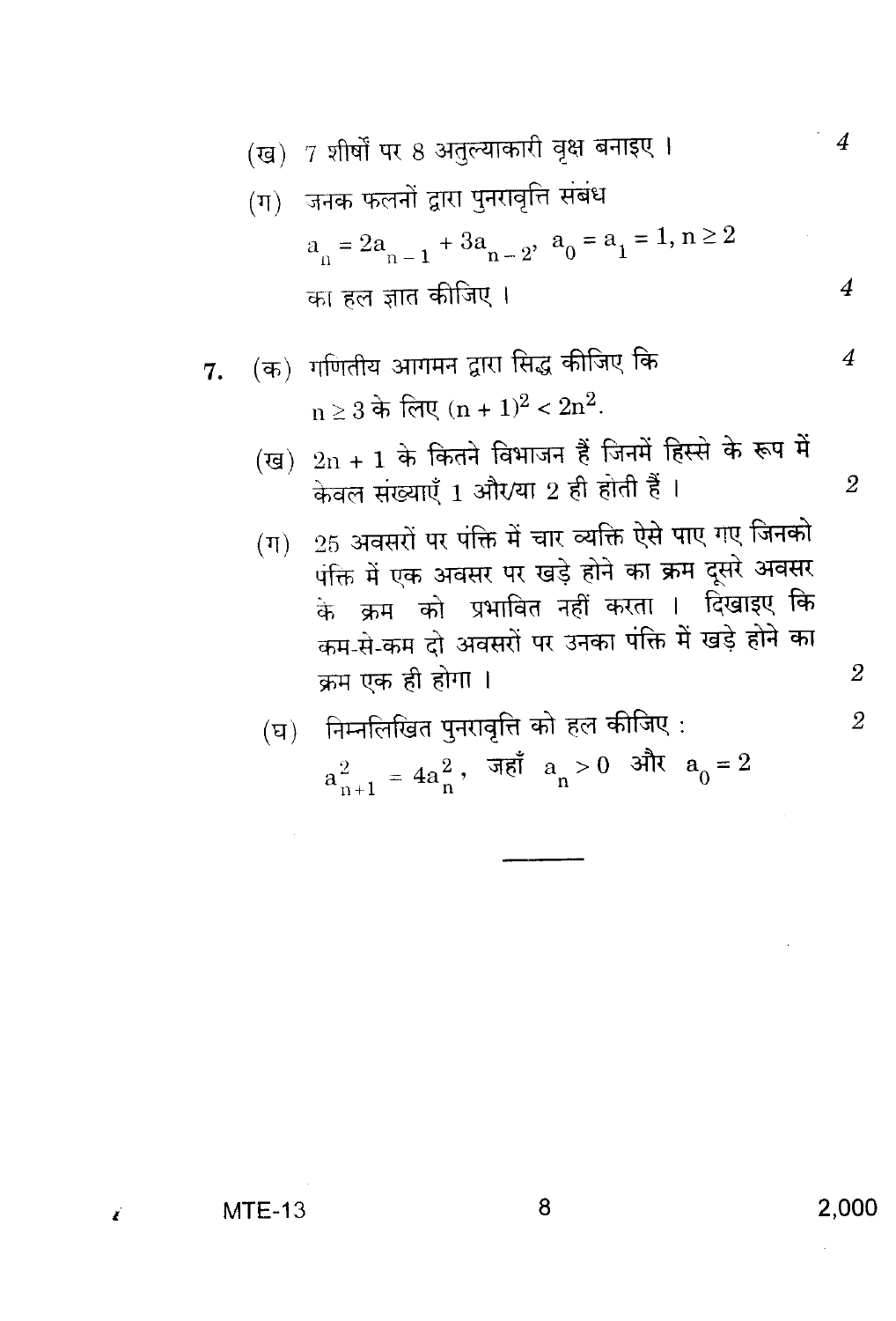(ख) 7 शीर्षों पर 8 अतुल्याकारी वृक्ष बनाइए । 4

(ग) जनक फलनों द्वारा पुनरावृत्ति संबंध

$a_n = 2a_{n-1} + 3a_{n-2}$, $a_0 = a_1 = 1, n \geq 2$

का हल ज्ञात कीजिए । 4

**7.** (क) गणितीय आगमन द्वारा सिद्ध कीजिए कि 4

$n \geq 3$ के लिए $(n + 1)^2 < 2n^2$.

(ख) $2n + 1$ के कितने विभाजन हैं जिनमें हिस्से के रूप में केवल संख्याएँ 1 और/या 2 ही होती हैं । 2

(ग) 25 अवसरों पर पंक्ति में चार व्यक्ति ऐसे पाए गए जिनको पंक्ति में एक अवसर पर खड़े होने का क्रम दूसरे अवसर के क्रम को प्रभावित नहीं करता । दिखाइए कि कम-से-कम दो अवसरों पर उनका पंक्ति में खड़े होने का क्रम एक ही होगा । 2

(घ) निम्नलिखित पुनरावृत्ति को हल कीजिए : 2

$a_{n+1}^2 = 4a_n^2$, जहाँ $a_n > 0$ और $a_0 = 2$

MTE-13 2,000